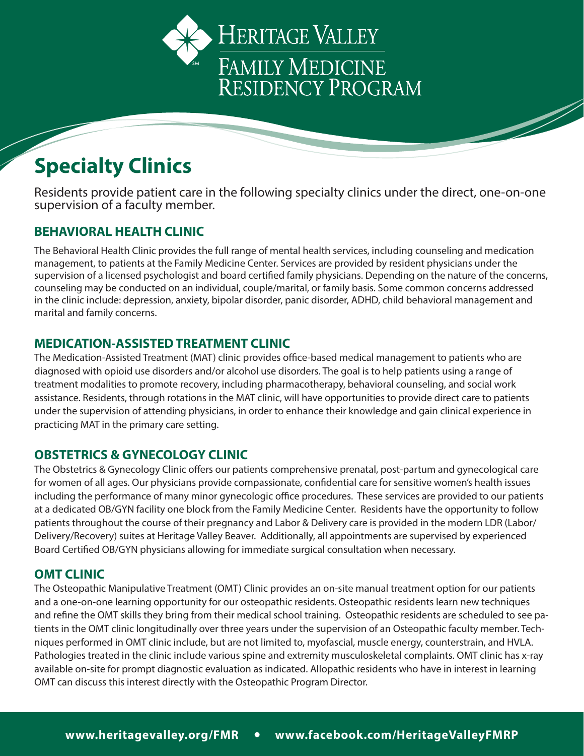Heritage Valley
Family Medicine
Residency Program

# Specialty Clinics

Residents provide patient care in the following specialty clinics under the direct, one-on-one supervision of a faculty member.

## BEHAVIORAL HEALTH CLINIC

The Behavioral Health Clinic provides the full range of mental health services, including counseling and medication management, to patients at the Family Medicine Center. Services are provided by resident physicians under the supervision of a licensed psychologist and board certified family physicians. Depending on the nature of the concerns, counseling may be conducted on an individual, couple/marital, or family basis. Some common concerns addressed in the clinic include: depression, anxiety, bipolar disorder, panic disorder, ADHD, child behavioral management and marital and family concerns.

## MEDICATION-ASSISTED TREATMENT CLINIC

The Medication-Assisted Treatment (MAT) clinic provides office-based medical management to patients who are diagnosed with opioid use disorders and/or alcohol use disorders. The goal is to help patients using a range of treatment modalities to promote recovery, including pharmacotherapy, behavioral counseling, and social work assistance. Residents, through rotations in the MAT clinic, will have opportunities to provide direct care to patients under the supervision of attending physicians, in order to enhance their knowledge and gain clinical experience in practicing MAT in the primary care setting.

## OBSTETRICS & GYNECOLOGY CLINIC

The Obstetrics & Gynecology Clinic offers our patients comprehensive prenatal, post-partum and gynecological care for women of all ages. Our physicians provide compassionate, confidential care for sensitive women's health issues including the performance of many minor gynecologic office procedures. These services are provided to our patients at a dedicated OB/GYN facility one block from the Family Medicine Center. Residents have the opportunity to follow patients throughout the course of their pregnancy and Labor & Delivery care is provided in the modern LDR (Labor/Delivery/Recovery) suites at Heritage Valley Beaver. Additionally, all appointments are supervised by experienced Board Certified OB/GYN physicians allowing for immediate surgical consultation when necessary.

## OMT CLINIC

The Osteopathic Manipulative Treatment (OMT) Clinic provides an on-site manual treatment option for our patients and a one-on-one learning opportunity for our osteopathic residents. Osteopathic residents learn new techniques and refine the OMT skills they bring from their medical school training. Osteopathic residents are scheduled to see patients in the OMT clinic longitudinally over three years under the supervision of an Osteopathic faculty member. Techniques performed in OMT clinic include, but are not limited to, myofascial, muscle energy, counterstrain, and HVLA. Pathologies treated in the clinic include various spine and extremity musculoskeletal complaints. OMT clinic has x-ray available on-site for prompt diagnostic evaluation as indicated. Allopathic residents who have in interest in learning OMT can discuss this interest directly with the Osteopathic Program Director.

**www.heritagevalley.org/FMR • www.facebook.com/HeritageValleyFMRP**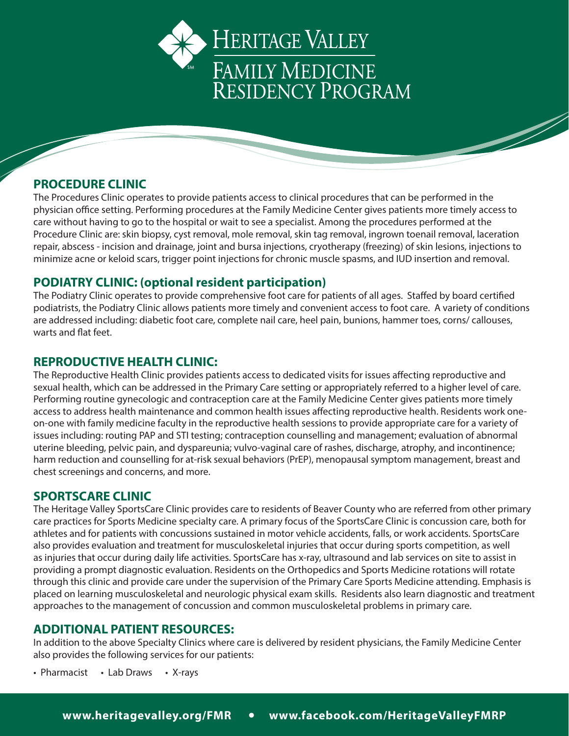# Heritage Valley Family Medicine Residency Program

## PROCEDURE CLINIC

The Procedures Clinic operates to provide patients access to clinical procedures that can be performed in the physician office setting. Performing procedures at the Family Medicine Center gives patients more timely access to care without having to go to the hospital or wait to see a specialist. Among the procedures performed at the Procedure Clinic are: skin biopsy, cyst removal, mole removal, skin tag removal, ingrown toenail removal, laceration repair, abscess - incision and drainage, joint and bursa injections, cryotherapy (freezing) of skin lesions, injections to minimize acne or keloid scars, trigger point injections for chronic muscle spasms, and IUD insertion and removal.

## PODIATRY CLINIC: (optional resident participation)

The Podiatry Clinic operates to provide comprehensive foot care for patients of all ages. Staffed by board certified podiatrists, the Podiatry Clinic allows patients more timely and convenient access to foot care. A variety of conditions are addressed including: diabetic foot care, complete nail care, heel pain, bunions, hammer toes, corns/ callouses, warts and flat feet.

## REPRODUCTIVE HEALTH CLINIC:

The Reproductive Health Clinic provides patients access to dedicated visits for issues affecting reproductive and sexual health, which can be addressed in the Primary Care setting or appropriately referred to a higher level of care. Performing routine gynecologic and contraception care at the Family Medicine Center gives patients more timely access to address health maintenance and common health issues affecting reproductive health. Residents work one-on-one with family medicine faculty in the reproductive health sessions to provide appropriate care for a variety of issues including: routing PAP and STI testing; contraception counselling and management; evaluation of abnormal uterine bleeding, pelvic pain, and dyspareunia; vulvo-vaginal care of rashes, discharge, atrophy, and incontinence; harm reduction and counselling for at-risk sexual behaviors (PrEP), menopausal symptom management, breast and chest screenings and concerns, and more.

## SPORTSCARE CLINIC

The Heritage Valley SportsCare Clinic provides care to residents of Beaver County who are referred from other primary care practices for Sports Medicine specialty care. A primary focus of the SportsCare Clinic is concussion care, both for athletes and for patients with concussions sustained in motor vehicle accidents, falls, or work accidents. SportsCare also provides evaluation and treatment for musculoskeletal injuries that occur during sports competition, as well as injuries that occur during daily life activities. SportsCare has x-ray, ultrasound and lab services on site to assist in providing a prompt diagnostic evaluation. Residents on the Orthopedics and Sports Medicine rotations will rotate through this clinic and provide care under the supervision of the Primary Care Sports Medicine attending. Emphasis is placed on learning musculoskeletal and neurologic physical exam skills. Residents also learn diagnostic and treatment approaches to the management of concussion and common musculoskeletal problems in primary care.

## ADDITIONAL PATIENT RESOURCES:

In addition to the above Specialty Clinics where care is delivered by resident physicians, the Family Medicine Center also provides the following services for our patients:

- Pharmacist
- Lab Draws
- X-rays

**www.heritagevalley.org/FMR • www.facebook.com/HeritageValleyFMRP**